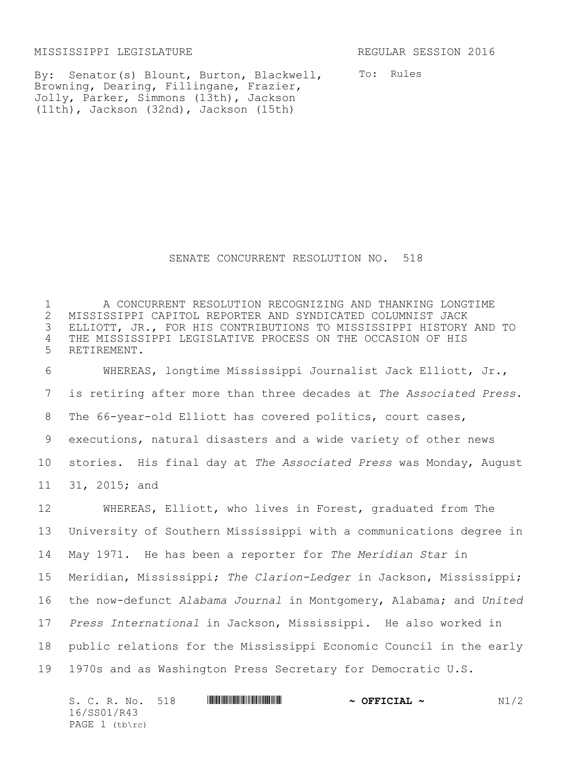MISSISSIPPI LEGISLATURE REGULAR SESSION 2016

By: Senator(s) Blount, Burton, Blackwell, Browning, Dearing, Fillingane, Frazier, Jolly, Parker, Simmons (13th), Jackson (11th), Jackson (32nd), Jackson (15th)

To: Rules

# SENATE CONCURRENT RESOLUTION NO. 518

A CONCURRENT RESOLUTION RECOGNIZING AND THANKING LONGTIME MISSISSIPPI CAPITOL REPORTER AND SYNDICATED COLUMNIST JACK ELLIOTT, JR., FOR HIS CONTRIBUTIONS TO MISSISSIPPI HISTORY AND TO THE MISSISSIPPI LEGISLATIVE PROCESS ON THE OCCASION OF HIS RETIREMENT.

WHEREAS, longtime Mississippi Journalist Jack Elliott, Jr., is retiring after more than three decades at *The Associated Press*. The 66-year-old Elliott has covered politics, court cases, executions, natural disasters and a wide variety of other news stories. His final day at *The Associated Press* was Monday, August 31, 2015; and

WHEREAS, Elliott, who lives in Forest, graduated from The University of Southern Mississippi with a communications degree in May 1971. He has been a reporter for *The Meridian Star* in Meridian, Mississippi; *The Clarion-Ledger* in Jackson, Mississippi; the now-defunct *Alabama Journal* in Montgomery, Alabama; and *United Press International* in Jackson, Mississippi. He also worked in public relations for the Mississippi Economic Council in the early 1970s and as Washington Press Secretary for Democratic U.S.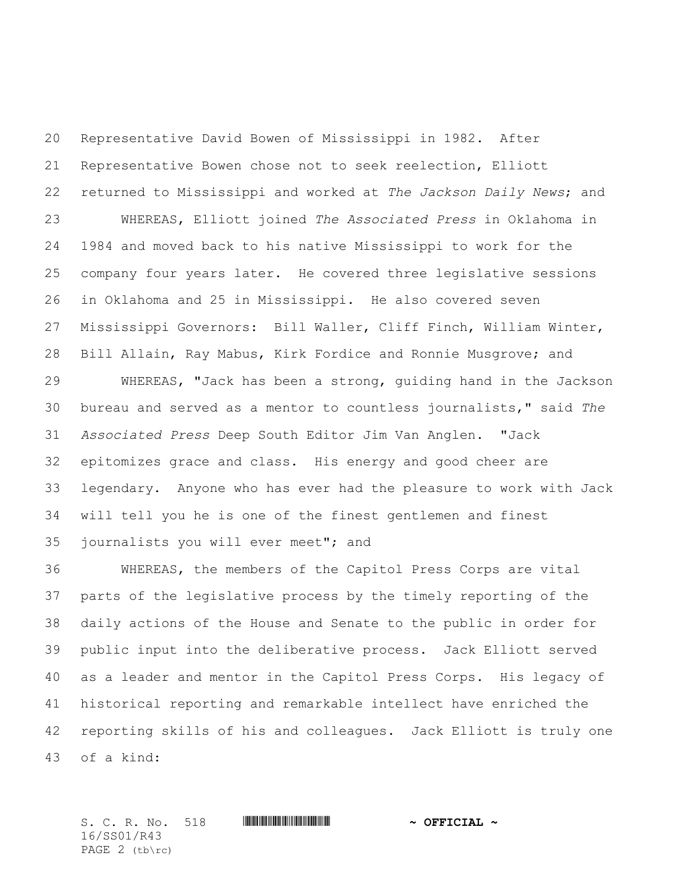Representative David Bowen of Mississippi in 1982. After Representative Bowen chose not to seek reelection, Elliott returned to Mississippi and worked at *The Jackson Daily News*; and

WHEREAS, Elliott joined *The Associated Press* in Oklahoma in 1984 and moved back to his native Mississippi to work for the company four years later. He covered three legislative sessions in Oklahoma and 25 in Mississippi. He also covered seven Mississippi Governors: Bill Waller, Cliff Finch, William Winter, Bill Allain, Ray Mabus, Kirk Fordice and Ronnie Musgrove; and

WHEREAS, "Jack has been a strong, guiding hand in the Jackson bureau and served as a mentor to countless journalists," said *The Associated Press* Deep South Editor Jim Van Anglen. "Jack epitomizes grace and class. His energy and good cheer are legendary. Anyone who has ever had the pleasure to work with Jack will tell you he is one of the finest gentlemen and finest journalists you will ever meet"; and

WHEREAS, the members of the Capitol Press Corps are vital parts of the legislative process by the timely reporting of the daily actions of the House and Senate to the public in order for public input into the deliberative process. Jack Elliott served as a leader and mentor in the Capitol Press Corps. His legacy of historical reporting and remarkable intellect have enriched the reporting skills of his and colleagues. Jack Elliott is truly one of a kind: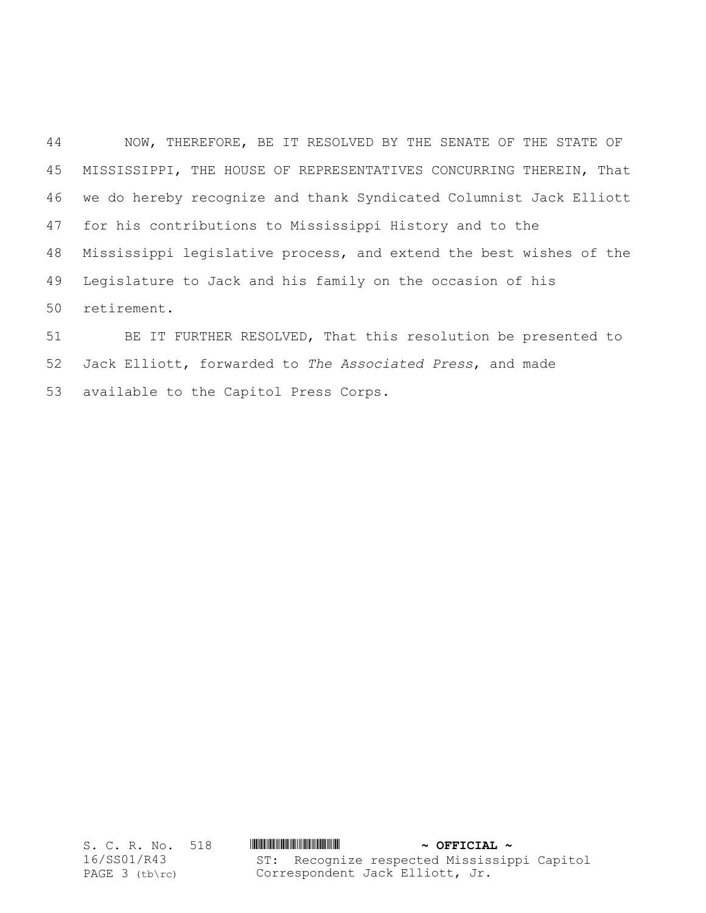NOW, THEREFORE, BE IT RESOLVED BY THE SENATE OF THE STATE OF MISSISSIPPI, THE HOUSE OF REPRESENTATIVES CONCURRING THEREIN, That we do hereby recognize and thank Syndicated Columnist Jack Elliott for his contributions to Mississippi History and to the Mississippi legislative process, and extend the best wishes of the Legislature to Jack and his family on the occasion of his retirement.

BE IT FURTHER RESOLVED, That this resolution be presented to Jack Elliott, forwarded to *The Associated Press*, and made available to the Capitol Press Corps.